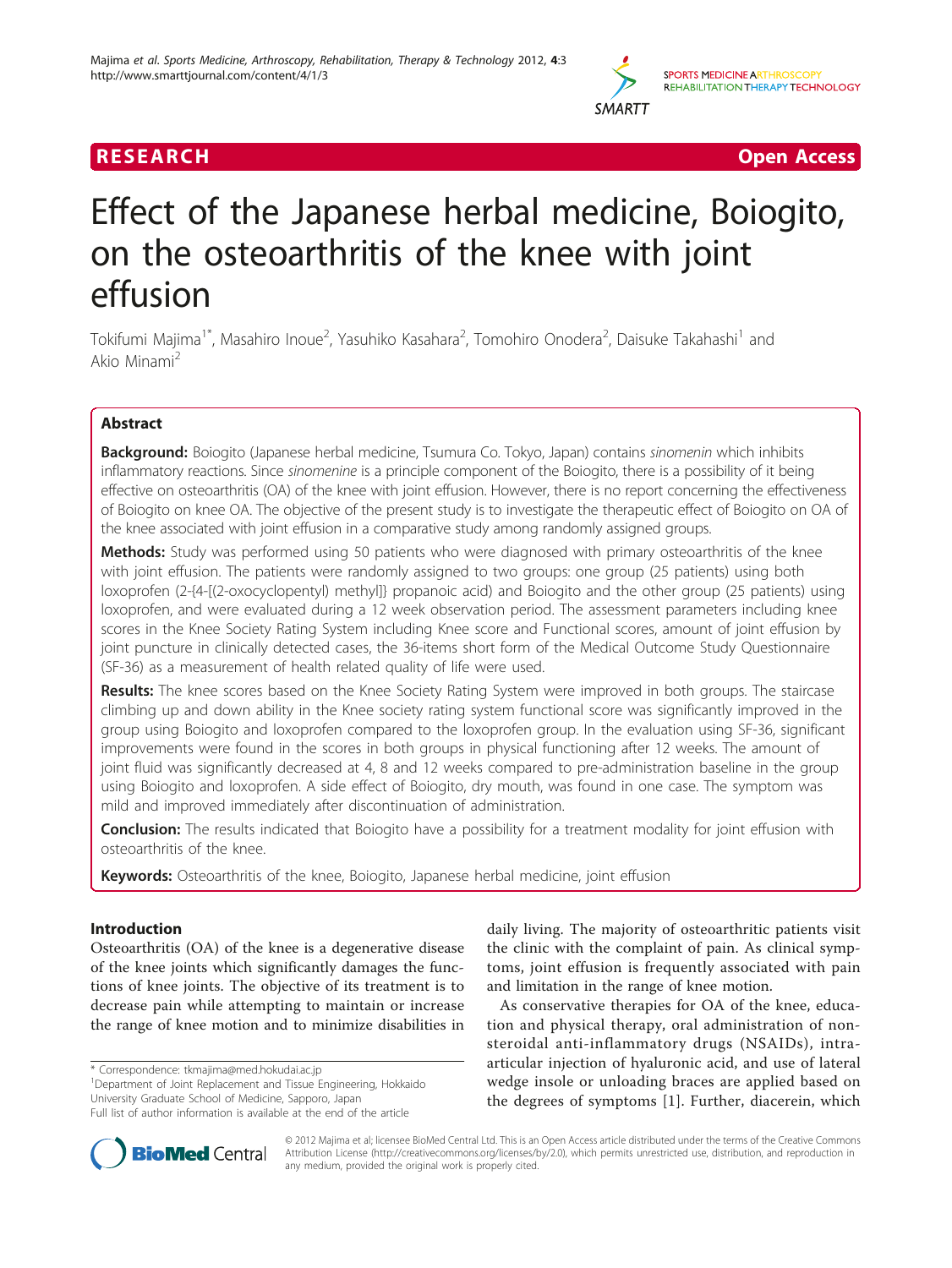RESEARCH Open Access

# Effect of the Japanese herbal medicine, Boiogito, on the osteoarthritis of the knee with joint effusion

Tokifumi Majima[1*], Masahiro Inoue[2], Yasuhiko Kasahara[2], Tomohiro Onodera[2], Daisuke Takahashi[1] and Akio Minami[2]

## Abstract

**Background:** Boiogito (Japanese herbal medicine, Tsumura Co. Tokyo, Japan) contains *sinomenin* which inhibits inflammatory reactions. Since *sinomenine* is a principle component of the Boiogito, there is a possibility of it being effective on osteoarthritis (OA) of the knee with joint effusion. However, there is no report concerning the effectiveness of Boiogito on knee OA. The objective of the present study is to investigate the therapeutic effect of Boiogito on OA of the knee associated with joint effusion in a comparative study among randomly assigned groups.

**Methods:** Study was performed using 50 patients who were diagnosed with primary osteoarthritis of the knee with joint effusion. The patients were randomly assigned to two groups: one group (25 patients) using both loxoprofen (2-{4-[(2-oxocyclopentyl) methyl]} propanoic acid) and Boiogito and the other group (25 patients) using loxoprofen, and were evaluated during a 12 week observation period. The assessment parameters including knee scores in the Knee Society Rating System including Knee score and Functional scores, amount of joint effusion by joint puncture in clinically detected cases, the 36-items short form of the Medical Outcome Study Questionnaire (SF-36) as a measurement of health related quality of life were used.

**Results:** The knee scores based on the Knee Society Rating System were improved in both groups. The staircase climbing up and down ability in the Knee society rating system functional score was significantly improved in the group using Boiogito and loxoprofen compared to the loxoprofen group. In the evaluation using SF-36, significant improvements were found in the scores in both groups in physical functioning after 12 weeks. The amount of joint fluid was significantly decreased at 4, 8 and 12 weeks compared to pre-administration baseline in the group using Boiogito and loxoprofen. A side effect of Boiogito, dry mouth, was found in one case. The symptom was mild and improved immediately after discontinuation of administration.

**Conclusion:** The results indicated that Boiogito have a possibility for a treatment modality for joint effusion with osteoarthritis of the knee.

**Keywords:** Osteoarthritis of the knee, Boiogito, Japanese herbal medicine, joint effusion

## Introduction

Osteoarthritis (OA) of the knee is a degenerative disease of the knee joints which significantly damages the functions of knee joints. The objective of its treatment is to decrease pain while attempting to maintain or increase the range of knee motion and to minimize disabilities in daily living. The majority of osteoarthritic patients visit the clinic with the complaint of pain. As clinical symptoms, joint effusion is frequently associated with pain and limitation in the range of knee motion.

As conservative therapies for OA of the knee, education and physical therapy, oral administration of non-steroidal anti-inflammatory drugs (NSAIDs), intra-articular injection of hyaluronic acid, and use of lateral wedge insole or unloading braces are applied based on the degrees of symptoms [1]. Further, diacerein, which

\* Correspondence: tkmajima@med.hokudai.ac.jp
[1]Department of Joint Replacement and Tissue Engineering, Hokkaido University Graduate School of Medicine, Sapporo, Japan
Full list of author information is available at the end of the article

© 2012 Majima et al; licensee BioMed Central Ltd. This is an Open Access article distributed under the terms of the Creative Commons Attribution License (http://creativecommons.org/licenses/by/2.0), which permits unrestricted use, distribution, and reproduction in any medium, provided the original work is properly cited.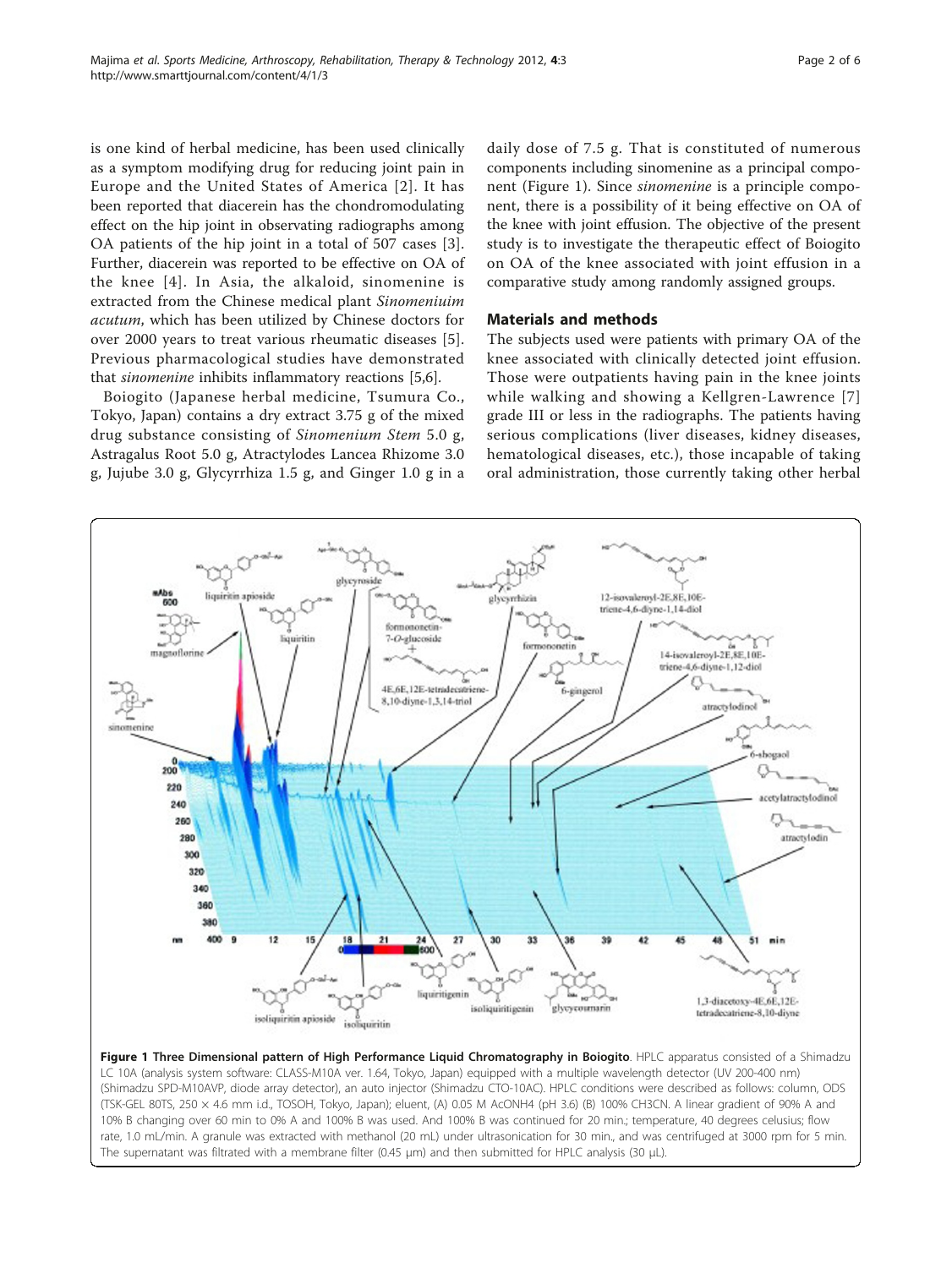is one kind of herbal medicine, has been used clinically as a symptom modifying drug for reducing joint pain in Europe and the United States of America [2]. It has been reported that diacerein has the chondromodulating effect on the hip joint in observating radiographs among OA patients of the hip joint in a total of 507 cases [3]. Further, diacerein was reported to be effective on OA of the knee [4]. In Asia, the alkaloid, sinomenine is extracted from the Chinese medical plant *Sinomeniuim acutum*, which has been utilized by Chinese doctors for over 2000 years to treat various rheumatic diseases [5]. Previous pharmacological studies have demonstrated that *sinomenine* inhibits inflammatory reactions [5,6].

Boiogito (Japanese herbal medicine, Tsumura Co., Tokyo, Japan) contains a dry extract 3.75 g of the mixed drug substance consisting of *Sinomenium Stem* 5.0 g, Astragalus Root 5.0 g, Atractylodes Lancea Rhizome 3.0 g, Jujube 3.0 g, Glycyrrhiza 1.5 g, and Ginger 1.0 g in a daily dose of 7.5 g. That is constituted of numerous components including sinomenine as a principal component (Figure 1). Since *sinomenine* is a principle component, there is a possibility of it being effective on OA of the knee with joint effusion. The objective of the present study is to investigate the therapeutic effect of Boiogito on OA of the knee associated with joint effusion in a comparative study among randomly assigned groups.

## Materials and methods

The subjects used were patients with primary OA of the knee associated with clinically detected joint effusion. Those were outpatients having pain in the knee joints while walking and showing a Kellgren-Lawrence [7] grade III or less in the radiographs. The patients having serious complications (liver diseases, kidney diseases, hematological diseases, etc.), those incapable of taking oral administration, those currently taking other herbal

**Figure 1 Three Dimensional pattern of High Performance Liquid Chromatography in Boiogito**. HPLC apparatus consisted of a Shimadzu LC 10A (analysis system software: CLASS-M10A ver. 1.64, Tokyo, Japan) equipped with a multiple wavelength detector (UV 200-400 nm) (Shimadzu SPD-M10AVP, diode array detector), an auto injector (Shimadzu CTO-10AC). HPLC conditions were described as follows: column, ODS (TSK-GEL 80TS, 250 × 4.6 mm i.d., TOSOH, Tokyo, Japan); eluent, (A) 0.05 M AcONH4 (pH 3.6) (B) 100% CH3CN. A linear gradient of 90% A and 10% B changing over 60 min to 0% A and 100% B was used. And 100% B was continued for 20 min.; temperature, 40 degrees celusius; flow rate, 1.0 mL/min. A granule was extracted with methanol (20 mL) under ultrasonication for 30 min., and was centrifuged at 3000 rpm for 5 min. The supernatant was filtrated with a membrane filter (0.45 μm) and then submitted for HPLC analysis (30 μL).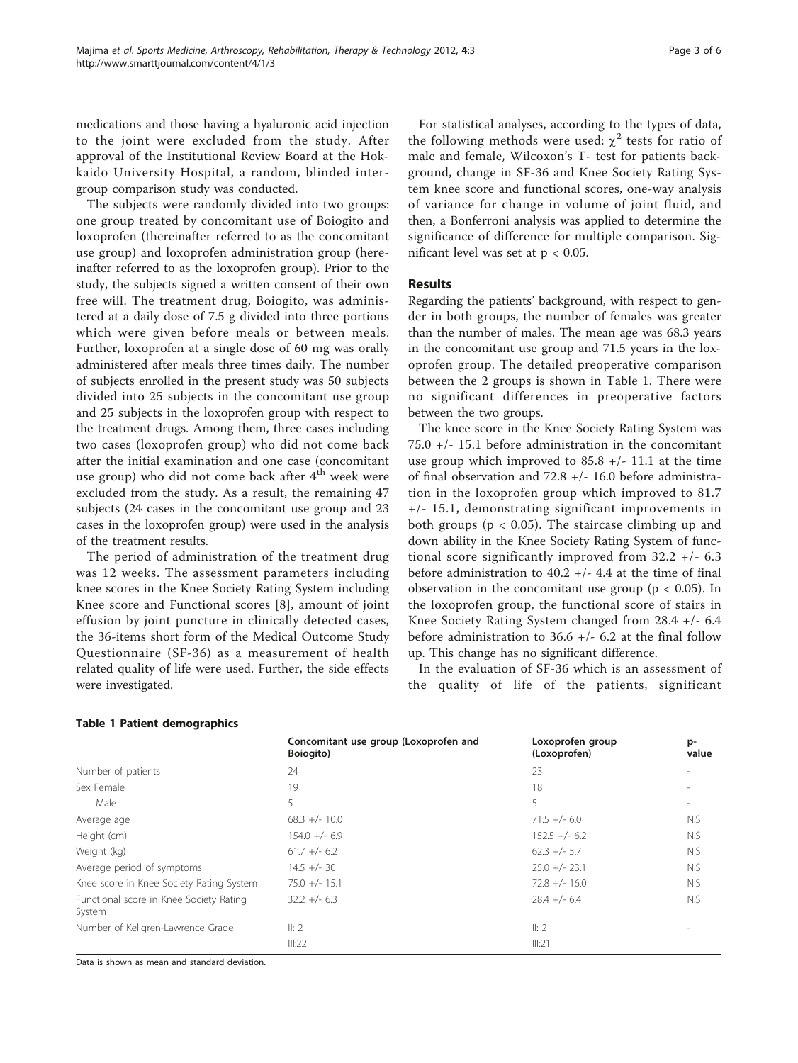medications and those having a hyaluronic acid injection to the joint were excluded from the study. After approval of the Institutional Review Board at the Hokkaido University Hospital, a random, blinded intergroup comparison study was conducted.

The subjects were randomly divided into two groups: one group treated by concomitant use of Boiogito and loxoprofen (thereinafter referred to as the concomitant use group) and loxoprofen administration group (hereinafter referred to as the loxoprofen group). Prior to the study, the subjects signed a written consent of their own free will. The treatment drug, Boiogito, was administered at a daily dose of 7.5 g divided into three portions which were given before meals or between meals. Further, loxoprofen at a single dose of 60 mg was orally administered after meals three times daily. The number of subjects enrolled in the present study was 50 subjects divided into 25 subjects in the concomitant use group and 25 subjects in the loxoprofen group with respect to the treatment drugs. Among them, three cases including two cases (loxoprofen group) who did not come back after the initial examination and one case (concomitant use group) who did not come back after 4[th] week were excluded from the study. As a result, the remaining 47 subjects (24 cases in the concomitant use group and 23 cases in the loxoprofen group) were used in the analysis of the treatment results.

The period of administration of the treatment drug was 12 weeks. The assessment parameters including knee scores in the Knee Society Rating System including Knee score and Functional scores [8], amount of joint effusion by joint puncture in clinically detected cases, the 36-items short form of the Medical Outcome Study Questionnaire (SF-36) as a measurement of health related quality of life were used. Further, the side effects were investigated.

For statistical analyses, according to the types of data, the following methods were used: $\chi^2$ tests for ratio of male and female, Wilcoxon's T- test for patients background, change in SF-36 and Knee Society Rating System knee score and functional scores, one-way analysis of variance for change in volume of joint fluid, and then, a Bonferroni analysis was applied to determine the significance of difference for multiple comparison. Significant level was set at $p < 0.05$.

## Results

Regarding the patients' background, with respect to gender in both groups, the number of females was greater than the number of males. The mean age was 68.3 years in the concomitant use group and 71.5 years in the loxoprofen group. The detailed preoperative comparison between the 2 groups is shown in Table 1. There were no significant differences in preoperative factors between the two groups.

The knee score in the Knee Society Rating System was 75.0 +/- 15.1 before administration in the concomitant use group which improved to 85.8 +/- 11.1 at the time of final observation and 72.8 +/- 16.0 before administration in the loxoprofen group which improved to 81.7 +/- 15.1, demonstrating significant improvements in both groups ($p < 0.05$). The staircase climbing up and down ability in the Knee Society Rating System of functional score significantly improved from 32.2 +/- 6.3 before administration to 40.2 +/- 4.4 at the time of final observation in the concomitant use group ($p < 0.05$). In the loxoprofen group, the functional score of stairs in Knee Society Rating System changed from 28.4 +/- 6.4 before administration to 36.6 +/- 6.2 at the final follow up. This change has no significant difference.

In the evaluation of SF-36 which is an assessment of the quality of life of the patients, significant

**Table 1 Patient demographics**

| | Concomitant use group (Loxoprofen and Boiogito) | Loxoprofen group (Loxoprofen) | p-value |
|---|---|---|---|
| Number of patients | 24 | 23 | - |
| Sex Female | 19 | 18 | - |
| Male | 5 | 5 | - |
| Average age | 68.3 +/- 10.0 | 71.5 +/- 6.0 | N.S |
| Height (cm) | 154.0 +/- 6.9 | 152.5 +/- 6.2 | N.S |
| Weight (kg) | 61.7 +/- 6.2 | 62.3 +/- 5.7 | N.S |
| Average period of symptoms | 14.5 +/- 30 | 25.0 +/- 23.1 | N.S |
| Knee score in Knee Society Rating System | 75.0 +/- 15.1 | 72.8 +/- 16.0 | N.S |
| Functional score in Knee Society Rating System | 32.2 +/- 6.3 | 28.4 +/- 6.4 | N.S |
| Number of Kellgren-Lawrence Grade | II: 2 | II: 2 | - |
| | III:22 | III:21 | |

Data is shown as mean and standard deviation.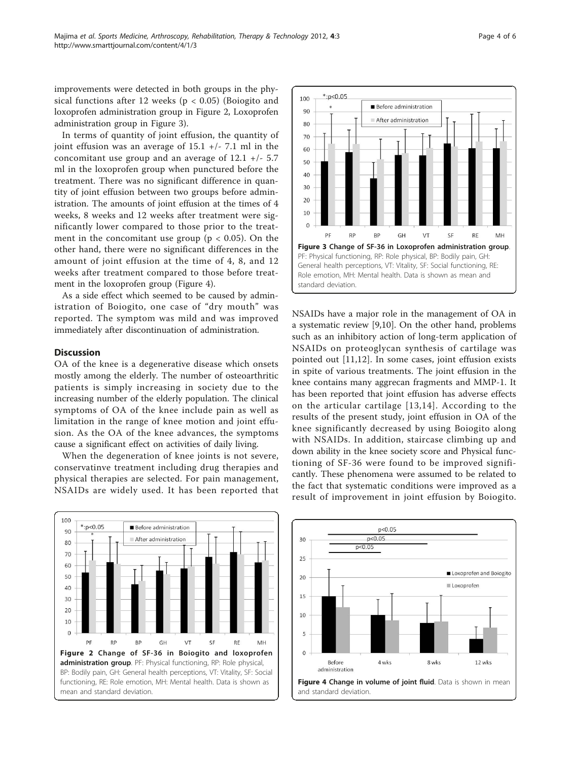improvements were detected in both groups in the physical functions after 12 weeks ($p < 0.05$) (Boiogito and loxoprofen administration group in Figure 2, Loxoprofen administration group in Figure 3).

In terms of quantity of joint effusion, the quantity of joint effusion was an average of 15.1 +/- 7.1 ml in the concomitant use group and an average of 12.1 +/- 5.7 ml in the loxoprofen group when punctured before the treatment. There was no significant difference in quantity of joint effusion between two groups before administration. The amounts of joint effusion at the times of 4 weeks, 8 weeks and 12 weeks after treatment were significantly lower compared to those prior to the treatment in the concomitant use group ($p < 0.05$). On the other hand, there were no significant differences in the amount of joint effusion at the time of 4, 8, and 12 weeks after treatment compared to those before treatment in the loxoprofen group (Figure 4).

As a side effect which seemed to be caused by administration of Boiogito, one case of "dry mouth" was reported. The symptom was mild and was improved immediately after discontinuation of administration.

## Discussion

OA of the knee is a degenerative disease which onsets mostly among the elderly. The number of osteoarthritic patients is simply increasing in society due to the increasing number of the elderly population. The clinical symptoms of OA of the knee include pain as well as limitation in the range of knee motion and joint effusion. As the OA of the knee advances, the symptoms cause a significant effect on activities of daily living.

When the degeneration of knee joints is not severe, conservatinve treatment including drug therapies and physical therapies are selected. For pain management, NSAIDs are widely used. It has been reported that NSAIDs have a major role in the management of OA in a systematic review [9,10]. On the other hand, problems such as an inhibitory action of long-term application of NSAIDs on proteoglycan synthesis of cartilage was pointed out [11,12]. In some cases, joint effusion exists in spite of various treatments. The joint effusion in the knee contains many aggrecan fragments and MMP-1. It has been reported that joint effusion has adverse effects on the articular cartilage [13,14]. According to the results of the present study, joint effusion in OA of the knee significantly decreased by using Boiogito along with NSAIDs. In addition, staircase climbing up and down ability in the knee society score and Physical functioning of SF-36 were found to be improved significantly. These phenomena were assumed to be related to the fact that systematic conditions were improved as a result of improvement in joint effusion by Boiogito.

**Figure 2 Change of SF-36 in Boiogito and loxoprofen administration group**. PF: Physical functioning, RP: Role physical, BP: Bodily pain, GH: General health perceptions, VT: Vitality, SF: Social functioning, RE: Role emotion, MH: Mental health. Data is shown as mean and standard deviation.

**Figure 3 Change of SF-36 in Loxoprofen administration group**. PF: Physical functioning, RP: Role physical, BP: Bodily pain, GH: General health perceptions, VT: Vitality, SF: Social functioning, RE: Role emotion, MH: Mental health. Data is shown as mean and standard deviation.

**Figure 4 Change in volume of joint fluid**. Data is shown in mean and standard deviation.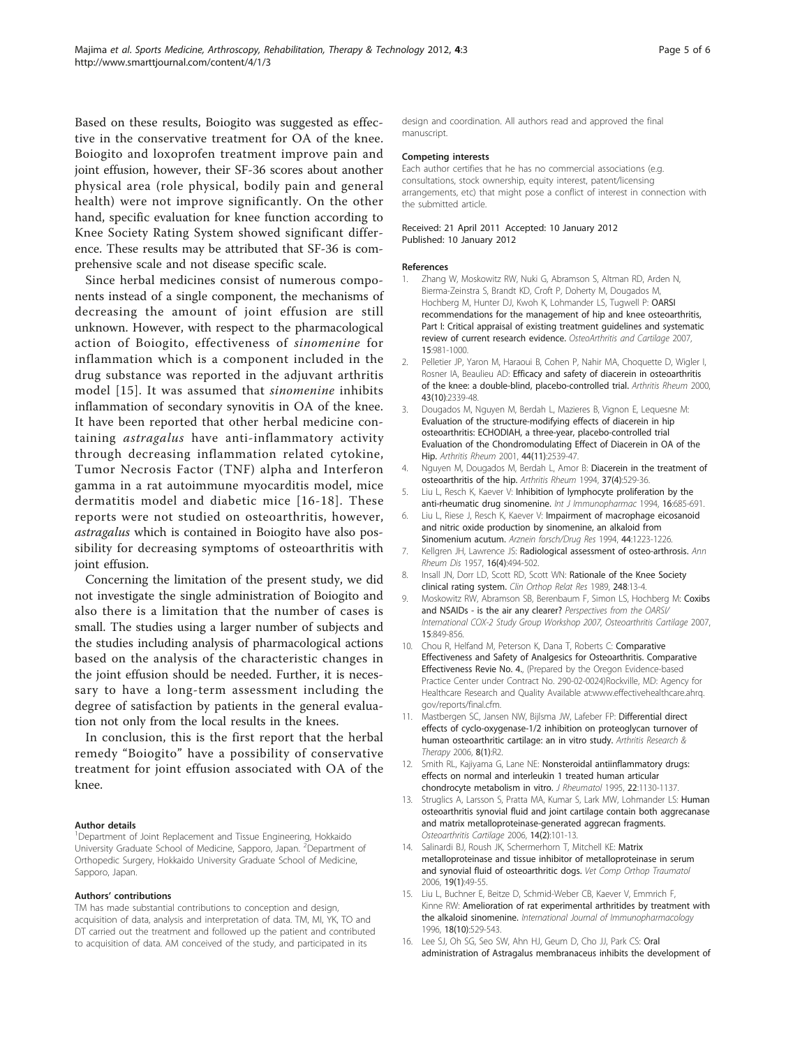Based on these results, Boiogito was suggested as effective in the conservative treatment for OA of the knee. Boiogito and loxoprofen treatment improve pain and joint effusion, however, their SF-36 scores about another physical area (role physical, bodily pain and general health) were not improve significantly. On the other hand, specific evaluation for knee function according to Knee Society Rating System showed significant difference. These results may be attributed that SF-36 is comprehensive scale and not disease specific scale.

Since herbal medicines consist of numerous components instead of a single component, the mechanisms of decreasing the amount of joint effusion are still unknown. However, with respect to the pharmacological action of Boiogito, effectiveness of *sinomenine* for inflammation which is a component included in the drug substance was reported in the adjuvant arthritis model [15]. It was assumed that *sinomenine* inhibits inflammation of secondary synovitis in OA of the knee. It have been reported that other herbal medicine containing *astragalus* have anti-inflammatory activity through decreasing inflammation related cytokine, Tumor Necrosis Factor (TNF) alpha and Interferon gamma in a rat autoimmune myocarditis model, mice dermatitis model and diabetic mice [16-18]. These reports were not studied on osteoarthritis, however, *astragalus* which is contained in Boiogito have also possibility for decreasing symptoms of osteoarthritis with joint effusion.

Concerning the limitation of the present study, we did not investigate the single administration of Boiogito and also there is a limitation that the number of cases is small. The studies using a larger number of subjects and the studies including analysis of pharmacological actions based on the analysis of the characteristic changes in the joint effusion should be needed. Further, it is necessary to have a long-term assessment including the degree of satisfaction by patients in the general evaluation not only from the local results in the knees.

In conclusion, this is the first report that the herbal remedy "Boiogito" have a possibility of conservative treatment for joint effusion associated with OA of the knee.

#### Author details

[1]Department of Joint Replacement and Tissue Engineering, Hokkaido University Graduate School of Medicine, Sapporo, Japan. [2]Department of Orthopedic Surgery, Hokkaido University Graduate School of Medicine, Sapporo, Japan.

#### Authors' contributions

TM has made substantial contributions to conception and design, acquisition of data, analysis and interpretation of data. TM, MI, YK, TO and DT carried out the treatment and followed up the patient and contributed to acquisition of data. AM conceived of the study, and participated in its design and coordination. All authors read and approved the final manuscript.

#### Competing interests

Each author certifies that he has no commercial associations (e.g. consultations, stock ownership, equity interest, patent/licensing arrangements, etc) that might pose a conflict of interest in connection with the submitted article.

Received: 21 April 2011 Accepted: 10 January 2012
Published: 10 January 2012

#### References

1. Zhang W, Moskowitz RW, Nuki G, Abramson S, Altman RD, Arden N, Bierma-Zeinstra S, Brandt KD, Croft P, Doherty M, Dougados M, Hochberg M, Hunter DJ, Kwoh K, Lohmander LS, Tugwell P: **OARSI recommendations for the management of hip and knee osteoarthritis, Part I: Critical appraisal of existing treatment guidelines and systematic review of current research evidence.** *OsteoArthritis and Cartilage* 2007, **15**:981-1000.
2. Pelletier JP, Yaron M, Haraoui B, Cohen P, Nahir MA, Choquette D, Wigler I, Rosner IA, Beaulieu AD: **Efficacy and safety of diacerein in osteoarthritis of the knee: a double-blind, placebo-controlled trial.** *Arthritis Rheum* 2000, **43(10)**:2339-48.
3. Dougados M, Nguyen M, Berdah L, Mazieres B, Vignon E, Lequesne M: **Evaluation of the structure-modifying effects of diacerein in hip osteoarthritis: ECHODIAH, a three-year, placebo-controlled trial Evaluation of the Chondromodulating Effect of Diacerein in OA of the Hip.** *Arthritis Rheum* 2001, **44(11)**:2539-47.
4. Nguyen M, Dougados M, Berdah L, Amor B: **Diacerein in the treatment of osteoarthritis of the hip.** *Arthritis Rheum* 1994, **37(4)**:529-36.
5. Liu L, Resch K, Kaever V: **Inhibition of lymphocyte proliferation by the anti-rheumatic drug sinomenine.** *Int J Immunopharmac* 1994, **16**:685-691.
6. Liu L, Riese J, Resch K, Kaever V: **Impairment of macrophage eicosanoid and nitric oxide production by sinomenine, an alkaloid from Sinomenium acutum.** *Arznein forsch/Drug Res* 1994, **44**:1223-1226.
7. Kellgren JH, Lawrence JS: **Radiological assessment of osteo-arthrosis.** *Ann Rheum Dis* 1957, **16(4)**:494-502.
8. Insall JN, Dorr LD, Scott RD, Scott WN: **Rationale of the Knee Society clinical rating system.** *Clin Orthop Relat Res* 1989, **248**:13-4.
9. Moskowitz RW, Abramson SB, Berenbaum F, Simon LS, Hochberg M: **Coxibs and NSAIDs - is the air any clearer?** *Perspectives from the OARSI/International COX-2 Study Group Workshop 2007, Osteoarthritis Cartilage* 2007, **15**:849-856.
10. Chou R, Helfand M, Peterson K, Dana T, Roberts C: **Comparative Effectiveness and Safety of Analgesics for Osteoarthritis. Comparative Effectiveness Revie No. 4.**, (Prepared by the Oregon Evidence-based Practice Center under Contract No. 290-02-0024)Rockville, MD: Agency for Healthcare Research and Quality Available at:www.effectivehealthcare.ahrq.gov/reports/final.cfm.
11. Mastbergen SC, Jansen NW, Bijlsma JW, Lafeber FP: **Differential direct effects of cyclo-oxygenase-1/2 inhibition on proteoglycan turnover of human osteoarthritic cartilage: an in vitro study.** *Arthritis Research & Therapy* 2006, **8(1)**:R2.
12. Smith RL, Kajiyama G, Lane NE: **Nonsteroidal antiinflammatory drugs: effects on normal and interleukin 1 treated human articular chondrocyte metabolism in vitro.** *J Rheumatol* 1995, **22**:1130-1137.
13. Struglics A, Larsson S, Pratta MA, Kumar S, Lark MW, Lohmander LS: **Human osteoarthritis synovial fluid and joint cartilage contain both aggrecanase and matrix metalloproteinase-generated aggrecan fragments.** *Osteoarthritis Cartilage* 2006, **14(2)**:101-13.
14. Salinardi BJ, Roush JK, Schermerhorn T, Mitchell KE: **Matrix metalloproteinase and tissue inhibitor of metalloproteinase in serum and synovial fluid of osteoarthritic dogs.** *Vet Comp Orthop Traumatol* 2006, **19(1)**:49-55.
15. Liu L, Buchner E, Beitze D, Schmid-Weber CB, Kaever V, Emmrich F, Kinne RW: **Amelioration of rat experimental arthritides by treatment with the alkaloid sinomenine.** *International Journal of Immunopharmacology* 1996, **18(10)**:529-543.
16. Lee SJ, Oh SG, Seo SW, Ahn HJ, Geum D, Cho JJ, Park CS: **Oral administration of Astragalus membranaceus inhibits the development of**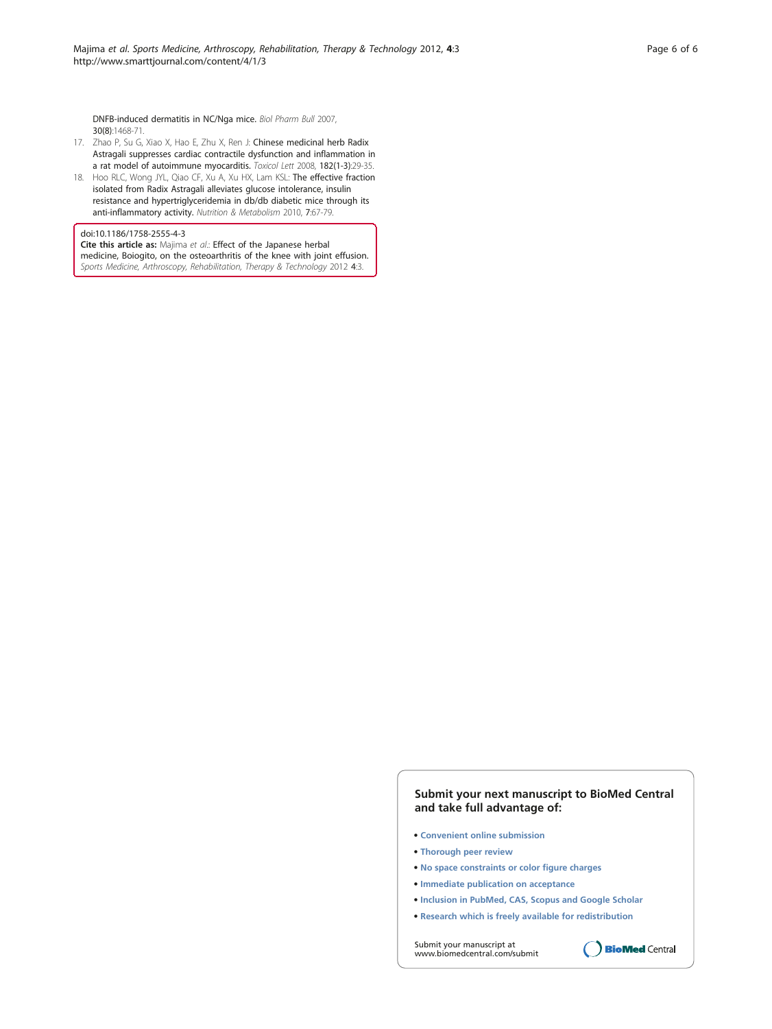DNFB-induced dermatitis in NC/Nga mice. *Biol Pharm Bull* 2007, **30(8)**:1468-71.

17. Zhao P, Su G, Xiao X, Hao E, Zhu X, Ren J: **Chinese medicinal herb Radix Astragali suppresses cardiac contractile dysfunction and inflammation in a rat model of autoimmune myocarditis.** *Toxicol Lett* 2008, **182(1-3)**:29-35.
18. Hoo RLC, Wong JYL, Qiao CF, Xu A, Xu HX, Lam KSL: **The effective fraction isolated from Radix Astragali alleviates glucose intolerance, insulin resistance and hypertriglyceridemia in db/db diabetic mice through its anti-inflammatory activity.** *Nutrition & Metabolism* 2010, **7**:67-79.

doi:10.1186/1758-2555-4-3

**Cite this article as:** Majima *et al.*: Effect of the Japanese herbal medicine, Boiogito, on the osteoarthritis of the knee with joint effusion. *Sports Medicine, Arthroscopy, Rehabilitation, Therapy & Technology* 2012 **4**:3.

**Submit your next manuscript to BioMed Central and take full advantage of:**

- **Convenient online submission**
- **Thorough peer review**
- **No space constraints or color figure charges**
- **Immediate publication on acceptance**
- **Inclusion in PubMed, CAS, Scopus and Google Scholar**
- **Research which is freely available for redistribution**

Submit your manuscript at
www.biomedcentral.com/submit

BioMed Central